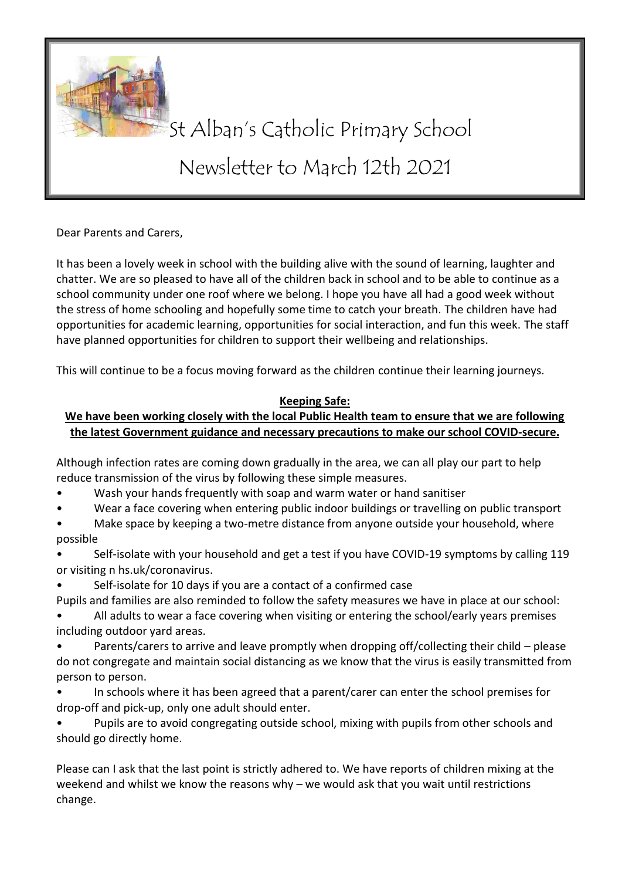# St Alban's Catholic Primary School

## Newsletter to March 12th 2021

Dear Parents and Carers,

It has been a lovely week in school with the building alive with the sound of learning, laughter and chatter. We are so pleased to have all of the children back in school and to be able to continue as a school community under one roof where we belong. I hope you have all had a good week without the stress of home schooling and hopefully some time to catch your breath. The children have had opportunities for academic learning, opportunities for social interaction, and fun this week. The staff have planned opportunities for children to support their wellbeing and relationships.

This will continue to be a focus moving forward as the children continue their learning journeys.

**Keeping Safe:**

**We have been working closely with the local Public Health team to ensure that we are following the latest Government guidance and necessary precautions to make our school COVID-secure.**

Although infection rates are coming down gradually in the area, we can all play our part to help reduce transmission of the virus by following these simple measures.

- Wash your hands frequently with soap and warm water or hand sanitiser
- Wear a face covering when entering public indoor buildings or travelling on public transport
- Make space by keeping a two-metre distance from anyone outside your household, where possible
- Self-isolate with your household and get a test if you have COVID-19 symptoms by calling 119 or visiting n hs.uk/coronavirus.
- Self-isolate for 10 days if you are a contact of a confirmed case

Pupils and families are also reminded to follow the safety measures we have in place at our school:

- All adults to wear a face covering when visiting or entering the school/early years premises including outdoor yard areas.
- Parents/carers to arrive and leave promptly when dropping off/collecting their child – please do not congregate and maintain social distancing as we know that the virus is easily transmitted from person to person.
- In schools where it has been agreed that a parent/carer can enter the school premises for drop-off and pick-up, only one adult should enter.
- Pupils are to avoid congregating outside school, mixing with pupils from other schools and should go directly home.

Please can I ask that the last point is strictly adhered to. We have reports of children mixing at the weekend and whilst we know the reasons why – we would ask that you wait until restrictions change.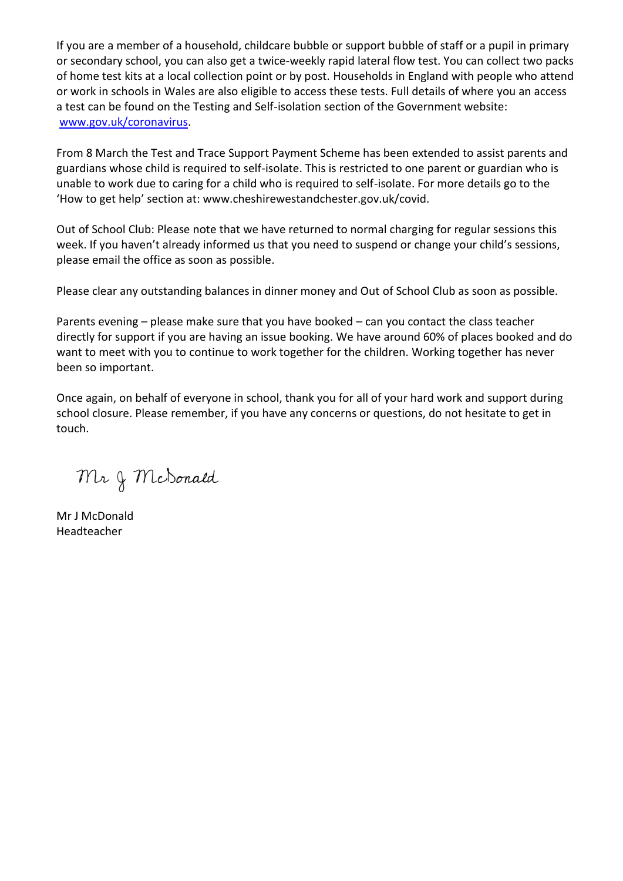If you are a member of a household, childcare bubble or support bubble of staff or a pupil in primary or secondary school, you can also get a twice-weekly rapid lateral flow test. You can collect two packs of home test kits at a local collection point or by post. Households in England with people who attend or work in schools in Wales are also eligible to access these tests. Full details of where you an access a test can be found on the Testing and Self-isolation section of the Government website: [www.gov.uk/coronavirus](www.gov.uk/coronavirus).

From 8 March the Test and Trace Support Payment Scheme has been extended to assist parents and guardians whose child is required to self-isolate. This is restricted to one parent or guardian who is unable to work due to caring for a child who is required to self-isolate. For more details go to the 'How to get help' section at: www.cheshirewestandchester.gov.uk/covid.

Out of School Club: Please note that we have returned to normal charging for regular sessions this week. If you haven't already informed us that you need to suspend or change your child's sessions, please email the office as soon as possible.

Please clear any outstanding balances in dinner money and Out of School Club as soon as possible.

Parents evening – please make sure that you have booked – can you contact the class teacher directly for support if you are having an issue booking. We have around 60% of places booked and do want to meet with you to continue to work together for the children. Working together has never been so important.

Once again, on behalf of everyone in school, thank you for all of your hard work and support during school closure. Please remember, if you have any concerns or questions, do not hesitate to get in touch.

*Mr J McDonald*

Mr J McDonald
Headteacher